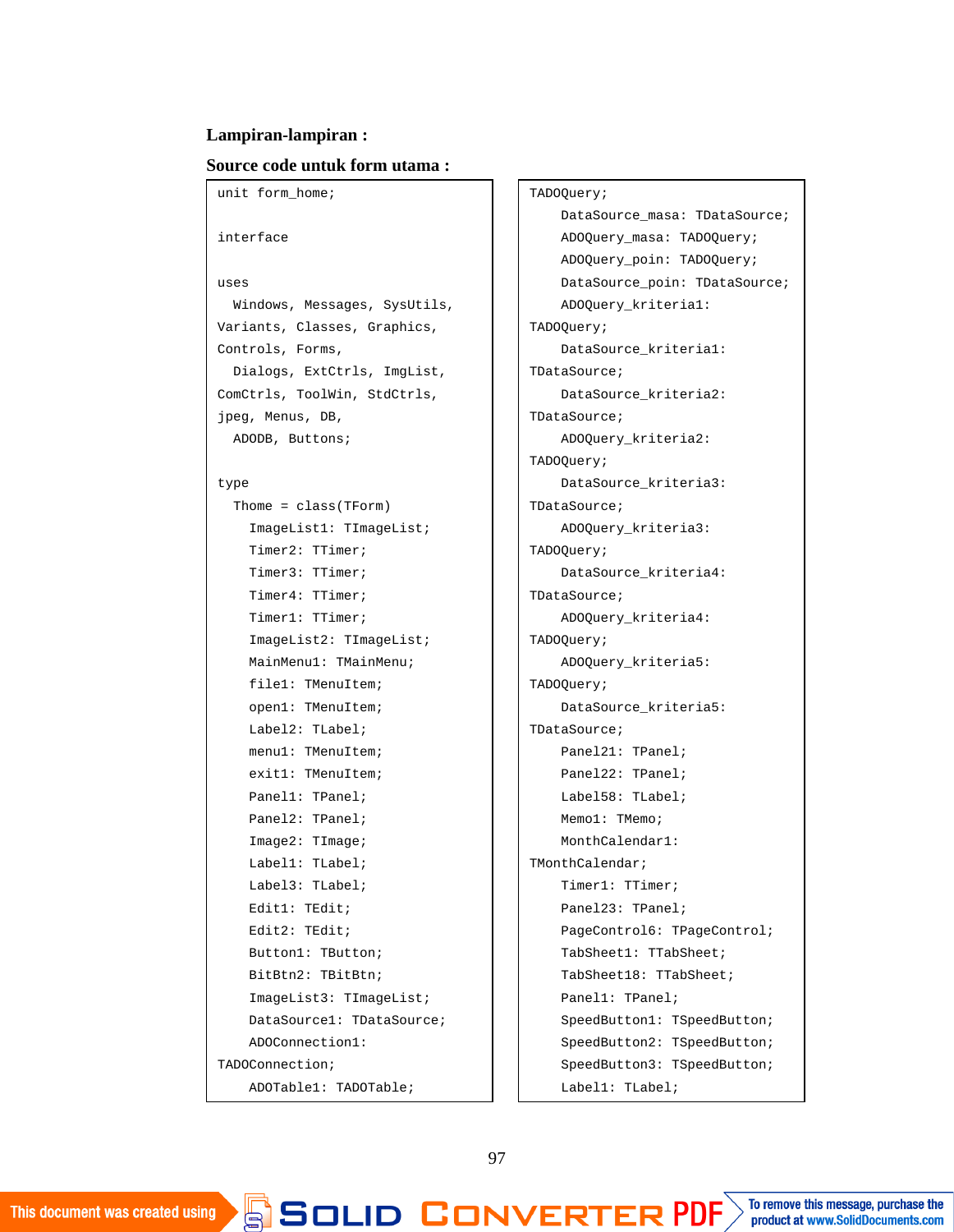**Lampiran-lampiran :**

**Source code untuk form utama :**

```
unit form_home;

interface

uses
  Windows, Messages, SysUtils,
Variants, Classes, Graphics,
Controls, Forms,
  Dialogs, ExtCtrls, ImgList,
ComCtrls, ToolWin, StdCtrls,
jpeg, Menus, DB,
  ADODB, Buttons;

type
  Thome = class(TForm)
    ImageList1: TImageList;
    Timer2: TTimer;
    Timer3: TTimer;
    Timer4: TTimer;
    Timer1: TTimer;
    ImageList2: TImageList;
    MainMenu1: TMainMenu;
    file1: TMenuItem;
    open1: TMenuItem;
    Label2: TLabel;
    menu1: TMenuItem;
    exit1: TMenuItem;
    Panel1: TPanel;
    Panel2: TPanel;
    Image2: TImage;
    Label1: TLabel;
    Label3: TLabel;
    Edit1: TEdit;
    Edit2: TEdit;
    Button1: TButton;
    BitBtn2: TBitBtn;
    ImageList3: TImageList;
    DataSource1: TDataSource;
    ADOConnection1:
TADOConnection;
    ADOTable1: TADOTable;
```

```
TADOQuery;
    DataSource_masa: TDataSource;
    ADOQuery_masa: TADOQuery;
    ADOQuery_poin: TADOQuery;
    DataSource_poin: TDataSource;
    ADOQuery_kriteria1:
TADOQuery;
    DataSource_kriteria1:
TDataSource;
    DataSource_kriteria2:
TDataSource;
    ADOQuery_kriteria2:
TADOQuery;
    DataSource_kriteria3:
TDataSource;
    ADOQuery_kriteria3:
TADOQuery;
    DataSource_kriteria4:
TDataSource;
    ADOQuery_kriteria4:
TADOQuery;
    ADOQuery_kriteria5:
TADOQuery;
    DataSource_kriteria5:
TDataSource;
    Panel21: TPanel;
    Panel22: TPanel;
    Label58: TLabel;
    Memo1: TMemo;
    MonthCalendar1:
TMonthCalendar;
    Timer1: TTimer;
    Panel23: TPanel;
    PageControl6: TPageControl;
    TabSheet1: TTabSheet;
    TabSheet18: TTabSheet;
    Panel1: TPanel;
    SpeedButton1: TSpeedButton;
    SpeedButton2: TSpeedButton;
    SpeedButton3: TSpeedButton;
    Label1: TLabel;
```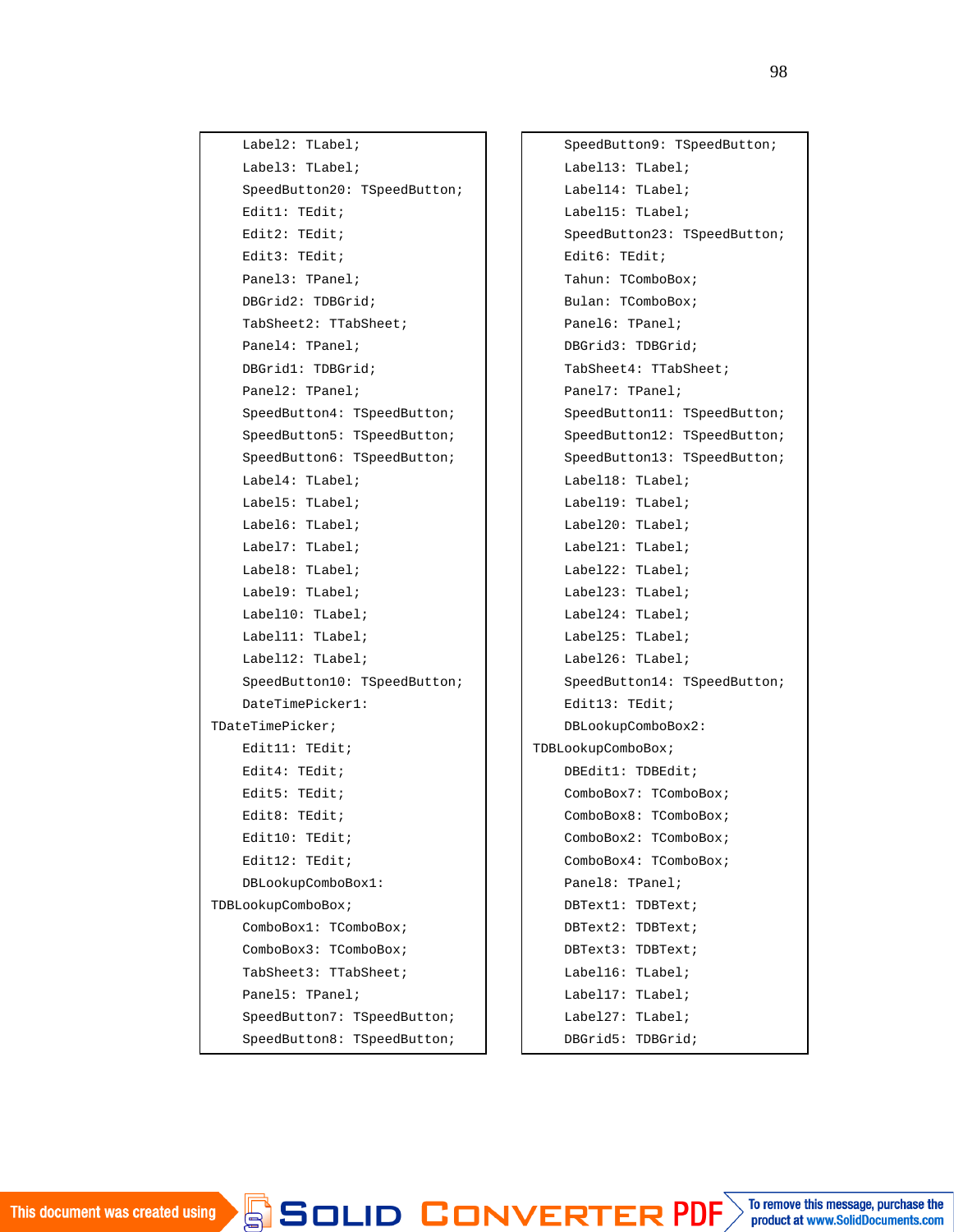```
    Label2: TLabel;
    Label3: TLabel;
    SpeedButton20: TSpeedButton;
    Edit1: TEdit;
    Edit2: TEdit;
    Edit3: TEdit;
    Panel3: TPanel;
    DBGrid2: TDBGrid;
    TabSheet2: TTabSheet;
    Panel4: TPanel;
    DBGrid1: TDBGrid;
    Panel2: TPanel;
    SpeedButton4: TSpeedButton;
    SpeedButton5: TSpeedButton;
    SpeedButton6: TSpeedButton;
    Label4: TLabel;
    Label5: TLabel;
    Label6: TLabel;
    Label7: TLabel;
    Label8: TLabel;
    Label9: TLabel;
    Label10: TLabel;
    Label11: TLabel;
    Label12: TLabel;
    SpeedButton10: TSpeedButton;
    DateTimePicker1:
TDateTimePicker;
    Edit11: TEdit;
    Edit4: TEdit;
    Edit5: TEdit;
    Edit8: TEdit;
    Edit10: TEdit;
    Edit12: TEdit;
    DBLookupComboBox1:
TDBLookupComboBox;
    ComboBox1: TComboBox;
    ComboBox3: TComboBox;
    TabSheet3: TTabSheet;
    Panel5: TPanel;
    SpeedButton7: TSpeedButton;
    SpeedButton8: TSpeedButton;
```

```
    SpeedButton9: TSpeedButton;
    Label13: TLabel;
    Label14: TLabel;
    Label15: TLabel;
    SpeedButton23: TSpeedButton;
    Edit6: TEdit;
    Tahun: TComboBox;
    Bulan: TComboBox;
    Panel6: TPanel;
    DBGrid3: TDBGrid;
    TabSheet4: TTabSheet;
    Panel7: TPanel;
    SpeedButton11: TSpeedButton;
    SpeedButton12: TSpeedButton;
    SpeedButton13: TSpeedButton;
    Label18: TLabel;
    Label19: TLabel;
    Label20: TLabel;
    Label21: TLabel;
    Label22: TLabel;
    Label23: TLabel;
    Label24: TLabel;
    Label25: TLabel;
    Label26: TLabel;
    SpeedButton14: TSpeedButton;
    Edit13: TEdit;
    DBLookupComboBox2:
TDBLookupComboBox;
    DBEdit1: TDBEdit;
    ComboBox7: TComboBox;
    ComboBox8: TComboBox;
    ComboBox2: TComboBox;
    ComboBox4: TComboBox;
    Panel8: TPanel;
    DBText1: TDBText;
    DBText2: TDBText;
    DBText3: TDBText;
    Label16: TLabel;
    Label17: TLabel;
    Label27: TLabel;
    DBGrid5: TDBGrid;
```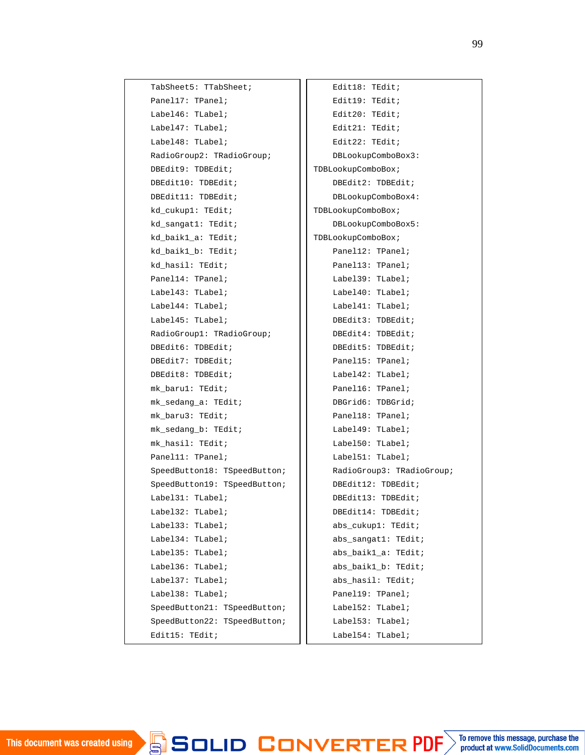```
    TabSheet5: TTabSheet;
    Panel17: TPanel;
    Label46: TLabel;
    Label47: TLabel;
    Label48: TLabel;
    RadioGroup2: TRadioGroup;
    DBEdit9: TDBEdit;
    DBEdit10: TDBEdit;
    DBEdit11: TDBEdit;
    kd_cukup1: TEdit;
    kd_sangat1: TEdit;
    kd_baik1_a: TEdit;
    kd_baik1_b: TEdit;
    kd_hasil: TEdit;
    Panel14: TPanel;
    Label43: TLabel;
    Label44: TLabel;
    Label45: TLabel;
    RadioGroup1: TRadioGroup;
    DBEdit6: TDBEdit;
    DBEdit7: TDBEdit;
    DBEdit8: TDBEdit;
    mk_baru1: TEdit;
    mk_sedang_a: TEdit;
    mk_baru3: TEdit;
    mk_sedang_b: TEdit;
    mk_hasil: TEdit;
    Panel11: TPanel;
    SpeedButton18: TSpeedButton;
    SpeedButton19: TSpeedButton;
    Label31: TLabel;
    Label32: TLabel;
    Label33: TLabel;
    Label34: TLabel;
    Label35: TLabel;
    Label36: TLabel;
    Label37: TLabel;
    Label38: TLabel;
    SpeedButton21: TSpeedButton;
    SpeedButton22: TSpeedButton;
    Edit15: TEdit;
```

```
    Edit18: TEdit;
    Edit19: TEdit;
    Edit20: TEdit;
    Edit21: TEdit;
    Edit22: TEdit;
    DBLookupComboBox3:
TDBLookupComboBox;
    DBEdit2: TDBEdit;
    DBLookupComboBox4:
TDBLookupComboBox;
    DBLookupComboBox5:
TDBLookupComboBox;
    Panel12: TPanel;
    Panel13: TPanel;
    Label39: TLabel;
    Label40: TLabel;
    Label41: TLabel;
    DBEdit3: TDBEdit;
    DBEdit4: TDBEdit;
    DBEdit5: TDBEdit;
    Panel15: TPanel;
    Label42: TLabel;
    Panel16: TPanel;
    DBGrid6: TDBGrid;
    Panel18: TPanel;
    Label49: TLabel;
    Label50: TLabel;
    Label51: TLabel;
    RadioGroup3: TRadioGroup;
    DBEdit12: TDBEdit;
    DBEdit13: TDBEdit;
    DBEdit14: TDBEdit;
    abs_cukup1: TEdit;
    abs_sangat1: TEdit;
    abs_baik1_a: TEdit;
    abs_baik1_b: TEdit;
    abs_hasil: TEdit;
    Panel19: TPanel;
    Label52: TLabel;
    Label53: TLabel;
    Label54: TLabel;
```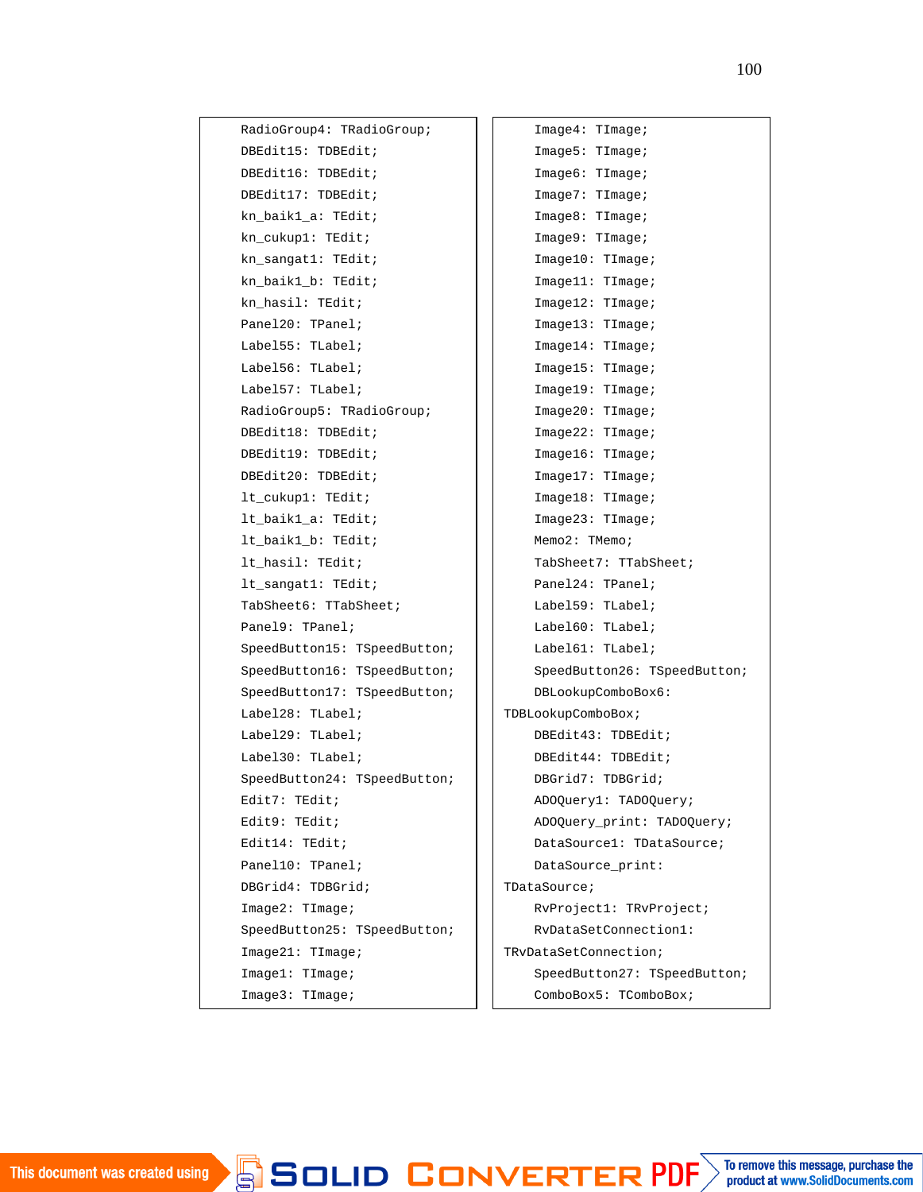```
    RadioGroup4: TRadioGroup;
    DBEdit15: TDBEdit;
    DBEdit16: TDBEdit;
    DBEdit17: TDBEdit;
    kn_baik1_a: TEdit;
    kn_cukup1: TEdit;
    kn_sangat1: TEdit;
    kn_baik1_b: TEdit;
    kn_hasil: TEdit;
    Panel20: TPanel;
    Label55: TLabel;
    Label56: TLabel;
    Label57: TLabel;
    RadioGroup5: TRadioGroup;
    DBEdit18: TDBEdit;
    DBEdit19: TDBEdit;
    DBEdit20: TDBEdit;
    lt_cukup1: TEdit;
    lt_baik1_a: TEdit;
    lt_baik1_b: TEdit;
    lt_hasil: TEdit;
    lt_sangat1: TEdit;
    TabSheet6: TTabSheet;
    Panel9: TPanel;
    SpeedButton15: TSpeedButton;
    SpeedButton16: TSpeedButton;
    SpeedButton17: TSpeedButton;
    Label28: TLabel;
    Label29: TLabel;
    Label30: TLabel;
    SpeedButton24: TSpeedButton;
    Edit7: TEdit;
    Edit9: TEdit;
    Edit14: TEdit;
    Panel10: TPanel;
    DBGrid4: TDBGrid;
    Image2: TImage;
    SpeedButton25: TSpeedButton;
    Image21: TImage;
    Image1: TImage;
    Image3: TImage;
```

```
    Image4: TImage;
    Image5: TImage;
    Image6: TImage;
    Image7: TImage;
    Image8: TImage;
    Image9: TImage;
    Image10: TImage;
    Image11: TImage;
    Image12: TImage;
    Image13: TImage;
    Image14: TImage;
    Image15: TImage;
    Image19: TImage;
    Image20: TImage;
    Image22: TImage;
    Image16: TImage;
    Image17: TImage;
    Image18: TImage;
    Image23: TImage;
    Memo2: TMemo;
    TabSheet7: TTabSheet;
    Panel24: TPanel;
    Label59: TLabel;
    Label60: TLabel;
    Label61: TLabel;
    SpeedButton26: TSpeedButton;
    DBLookupComboBox6:
TDBLookupComboBox;
    DBEdit43: TDBEdit;
    DBEdit44: TDBEdit;
    DBGrid7: TDBGrid;
    ADOQuery1: TADOQuery;
    ADOQuery_print: TADOQuery;
    DataSource1: TDataSource;
    DataSource_print:
TDataSource;
    RvProject1: TRvProject;
    RvDataSetConnection1:
TRvDataSetConnection;
    SpeedButton27: TSpeedButton;
    ComboBox5: TComboBox;
```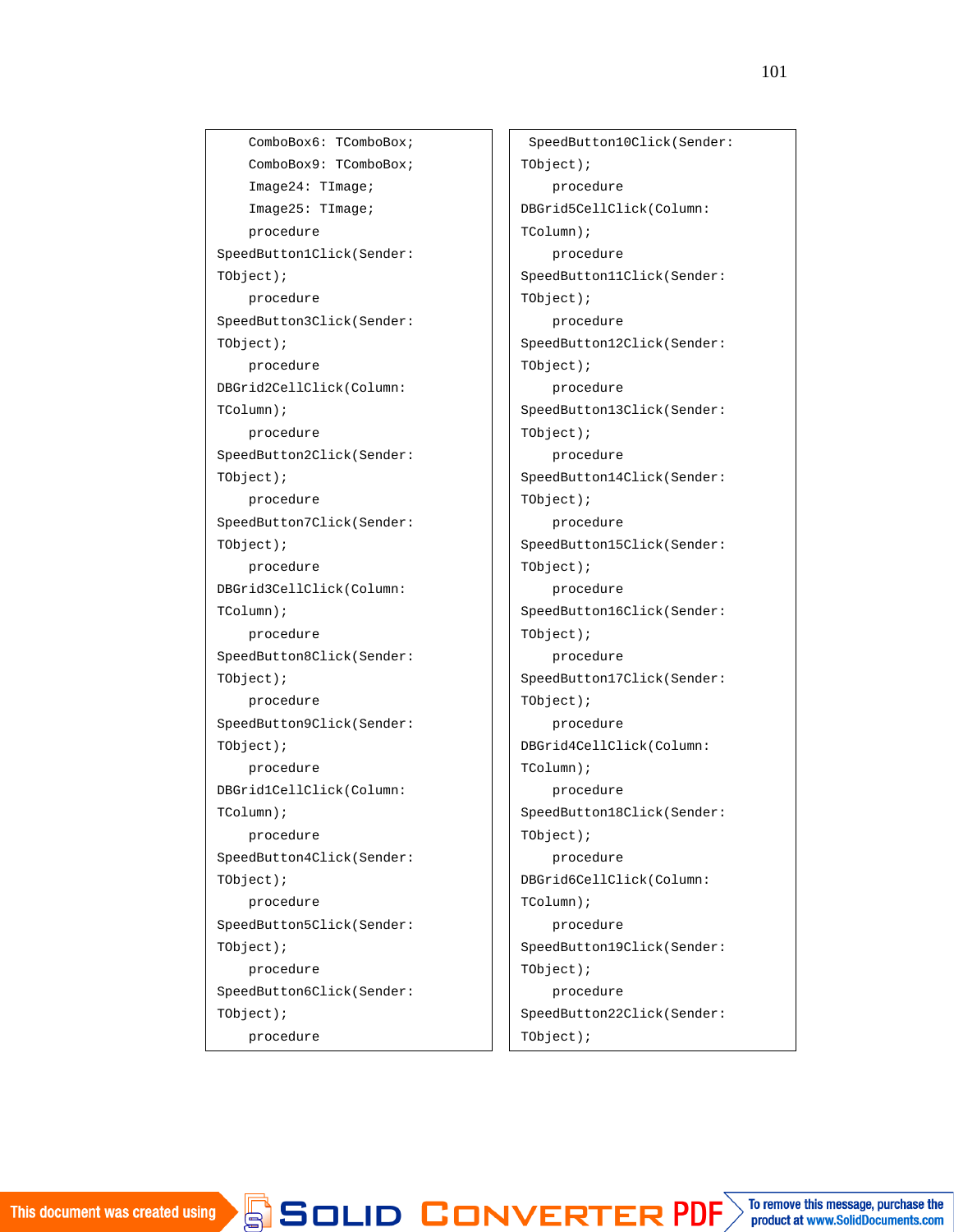```
    ComboBox6: TComboBox;
    ComboBox9: TComboBox;
    Image24: TImage;
    Image25: TImage;
    procedure
SpeedButton1Click(Sender:
TObject);
    procedure
SpeedButton3Click(Sender:
TObject);
    procedure
DBGrid2CellClick(Column:
TColumn);
    procedure
SpeedButton2Click(Sender:
TObject);
    procedure
SpeedButton7Click(Sender:
TObject);
    procedure
DBGrid3CellClick(Column:
TColumn);
    procedure
SpeedButton8Click(Sender:
TObject);
    procedure
SpeedButton9Click(Sender:
TObject);
    procedure
DBGrid1CellClick(Column:
TColumn);
    procedure
SpeedButton4Click(Sender:
TObject);
    procedure
SpeedButton5Click(Sender:
TObject);
    procedure
SpeedButton6Click(Sender:
TObject);
    procedure
```

```
 SpeedButton10Click(Sender:
TObject);
    procedure
DBGrid5CellClick(Column:
TColumn);
    procedure
SpeedButton11Click(Sender:
TObject);
    procedure
SpeedButton12Click(Sender:
TObject);
    procedure
SpeedButton13Click(Sender:
TObject);
    procedure
SpeedButton14Click(Sender:
TObject);
    procedure
SpeedButton15Click(Sender:
TObject);
    procedure
SpeedButton16Click(Sender:
TObject);
    procedure
SpeedButton17Click(Sender:
TObject);
    procedure
DBGrid4CellClick(Column:
TColumn);
    procedure
SpeedButton18Click(Sender:
TObject);
    procedure
DBGrid6CellClick(Column:
TColumn);
    procedure
SpeedButton19Click(Sender:
TObject);
    procedure
SpeedButton22Click(Sender:
TObject);
```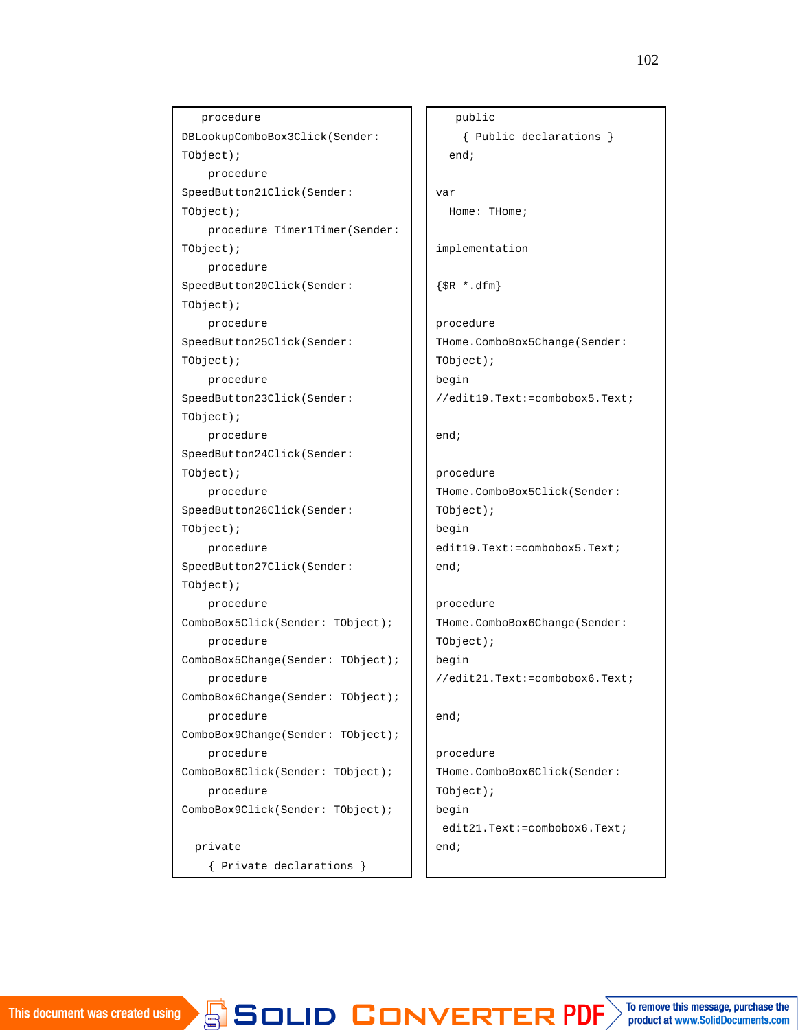```
   procedure
DBLookupComboBox3Click(Sender:
TObject);
    procedure
SpeedButton21Click(Sender:
TObject);
    procedure Timer1Timer(Sender:
TObject);
    procedure
SpeedButton20Click(Sender:
TObject);
    procedure
SpeedButton25Click(Sender:
TObject);
    procedure
SpeedButton23Click(Sender:
TObject);
    procedure
SpeedButton24Click(Sender:
TObject);
    procedure
SpeedButton26Click(Sender:
TObject);
    procedure
SpeedButton27Click(Sender:
TObject);
    procedure
ComboBox5Click(Sender: TObject);
    procedure
ComboBox5Change(Sender: TObject);
    procedure
ComboBox6Change(Sender: TObject);
    procedure
ComboBox9Change(Sender: TObject);
    procedure
ComboBox6Click(Sender: TObject);
    procedure
ComboBox9Click(Sender: TObject);

  private
    { Private declarations }
```

```
   public
    { Public declarations }
  end;

var
  Home: THome;

implementation

{$R *.dfm}

procedure
THome.ComboBox5Change(Sender:
TObject);
begin
//edit19.Text:=combobox5.Text;

end;

procedure
THome.ComboBox5Click(Sender:
TObject);
begin
edit19.Text:=combobox5.Text;
end;

procedure
THome.ComboBox6Change(Sender:
TObject);
begin
//edit21.Text:=combobox6.Text;

end;

procedure
THome.ComboBox6Click(Sender:
TObject);
begin
 edit21.Text:=combobox6.Text;
end;
```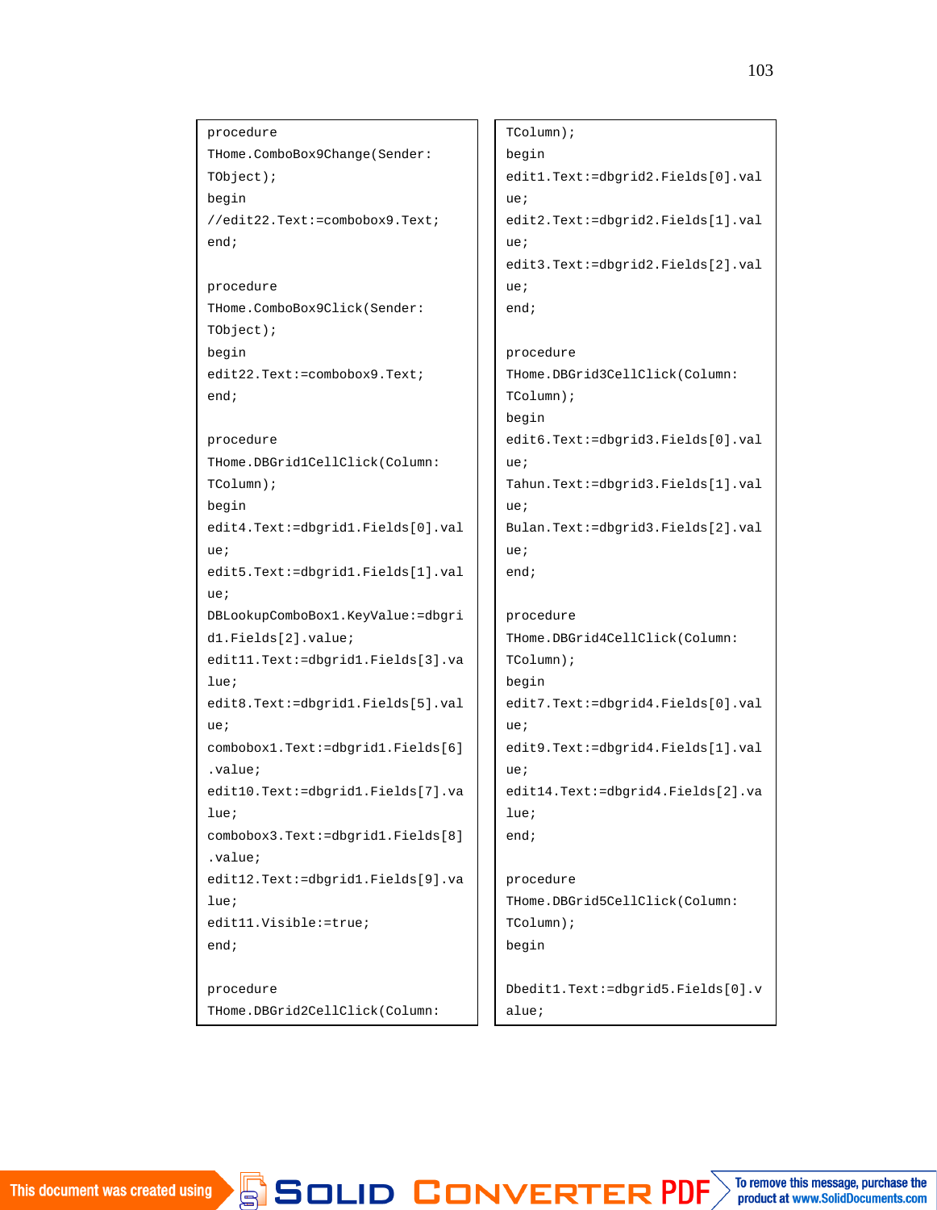```
procedure
THome.ComboBox9Change(Sender:
TObject);
begin
//edit22.Text:=combobox9.Text;
end;

procedure
THome.ComboBox9Click(Sender:
TObject);
begin
edit22.Text:=combobox9.Text;
end;

procedure
THome.DBGrid1CellClick(Column:
TColumn);
begin
edit4.Text:=dbgrid1.Fields[0].val
ue;
edit5.Text:=dbgrid1.Fields[1].val
ue;
DBLookupComboBox1.KeyValue:=dbgri
d1.Fields[2].value;
edit11.Text:=dbgrid1.Fields[3].va
lue;
edit8.Text:=dbgrid1.Fields[5].val
ue;
combobox1.Text:=dbgrid1.Fields[6]
.value;
edit10.Text:=dbgrid1.Fields[7].va
lue;
combobox3.Text:=dbgrid1.Fields[8]
.value;
edit12.Text:=dbgrid1.Fields[9].va
lue;
edit11.Visible:=true;
end;

procedure
THome.DBGrid2CellClick(Column:
TColumn);
begin
edit1.Text:=dbgrid2.Fields[0].val
ue;
edit2.Text:=dbgrid2.Fields[1].val
ue;
edit3.Text:=dbgrid2.Fields[2].val
ue;
end;

procedure
THome.DBGrid3CellClick(Column:
TColumn);
begin
edit6.Text:=dbgrid3.Fields[0].val
ue;
Tahun.Text:=dbgrid3.Fields[1].val
ue;
Bulan.Text:=dbgrid3.Fields[2].val
ue;
end;

procedure
THome.DBGrid4CellClick(Column:
TColumn);
begin
edit7.Text:=dbgrid4.Fields[0].val
ue;
edit9.Text:=dbgrid4.Fields[1].val
ue;
edit14.Text:=dbgrid4.Fields[2].va
lue;
end;

procedure
THome.DBGrid5CellClick(Column:
TColumn);
begin

Dbedit1.Text:=dbgrid5.Fields[0].v
alue;
```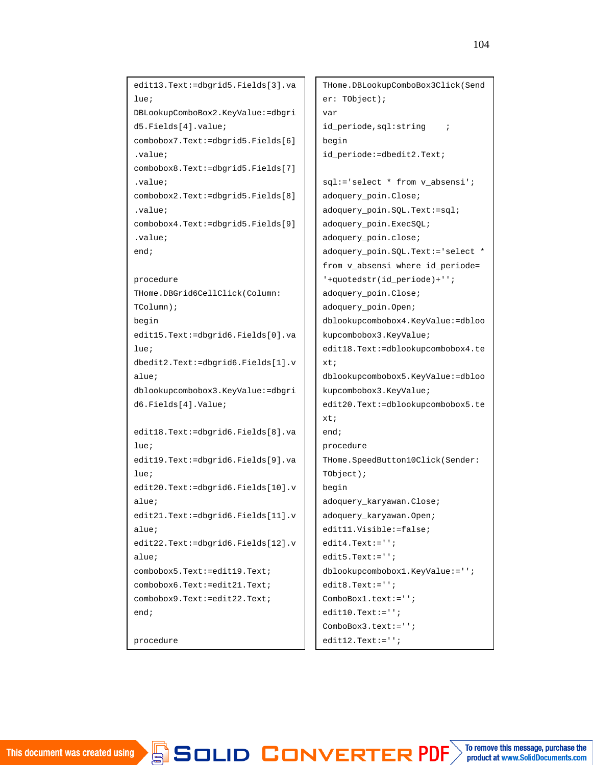```
edit13.Text:=dbgrid5.Fields[3].value;
DBLookupComboBox2.KeyValue:=dbgrid5.Fields[4].value;
combobox7.Text:=dbgrid5.Fields[6].value;
combobox8.Text:=dbgrid5.Fields[7].value;
combobox2.Text:=dbgrid5.Fields[8].value;
combobox4.Text:=dbgrid5.Fields[9].value;
end;

procedure
THome.DBGrid6CellClick(Column:
TColumn);
begin
edit15.Text:=dbgrid6.Fields[0].value;
dbedit2.Text:=dbgrid6.Fields[1].value;
dblookupcombobox3.KeyValue:=dbgrid6.Fields[4].Value;

edit18.Text:=dbgrid6.Fields[8].value;
edit19.Text:=dbgrid6.Fields[9].value;
edit20.Text:=dbgrid6.Fields[10].value;
edit21.Text:=dbgrid6.Fields[11].value;
edit22.Text:=dbgrid6.Fields[12].value;
combobox5.Text:=edit19.Text;
combobox6.Text:=edit21.Text;
combobox9.Text:=edit22.Text;
end;

procedure
THome.DBLookupComboBox3Click(Sender: TObject);
var
id_periode,sql:string    ;
begin
id_periode:=dbedit2.Text;

sql:='select * from v_absensi';
adoquery_poin.Close;
adoquery_poin.SQL.Text:=sql;
adoquery_poin.ExecSQL;
adoquery_poin.close;
adoquery_poin.SQL.Text:='select * from v_absensi where id_periode= '+quotedstr(id_periode)+'';
adoquery_poin.Close;
adoquery_poin.Open;
dblookupcombobox4.KeyValue:=dblookupcombobox3.KeyValue;
edit18.Text:=dblookupcombobox4.text;
dblookupcombobox5.KeyValue:=dblookupcombobox3.KeyValue;
edit20.Text:=dblookupcombobox5.text;
end;
procedure
THome.SpeedButton10Click(Sender:
TObject);
begin
adoquery_karyawan.Close;
adoquery_karyawan.Open;
edit11.Visible:=false;
edit4.Text:='';
edit5.Text:='';
dblookupcombobox1.KeyValue:='';
edit8.Text:='';
ComboBox1.text:='';
edit10.Text:='';
ComboBox3.text:='';
edit12.Text:='';
```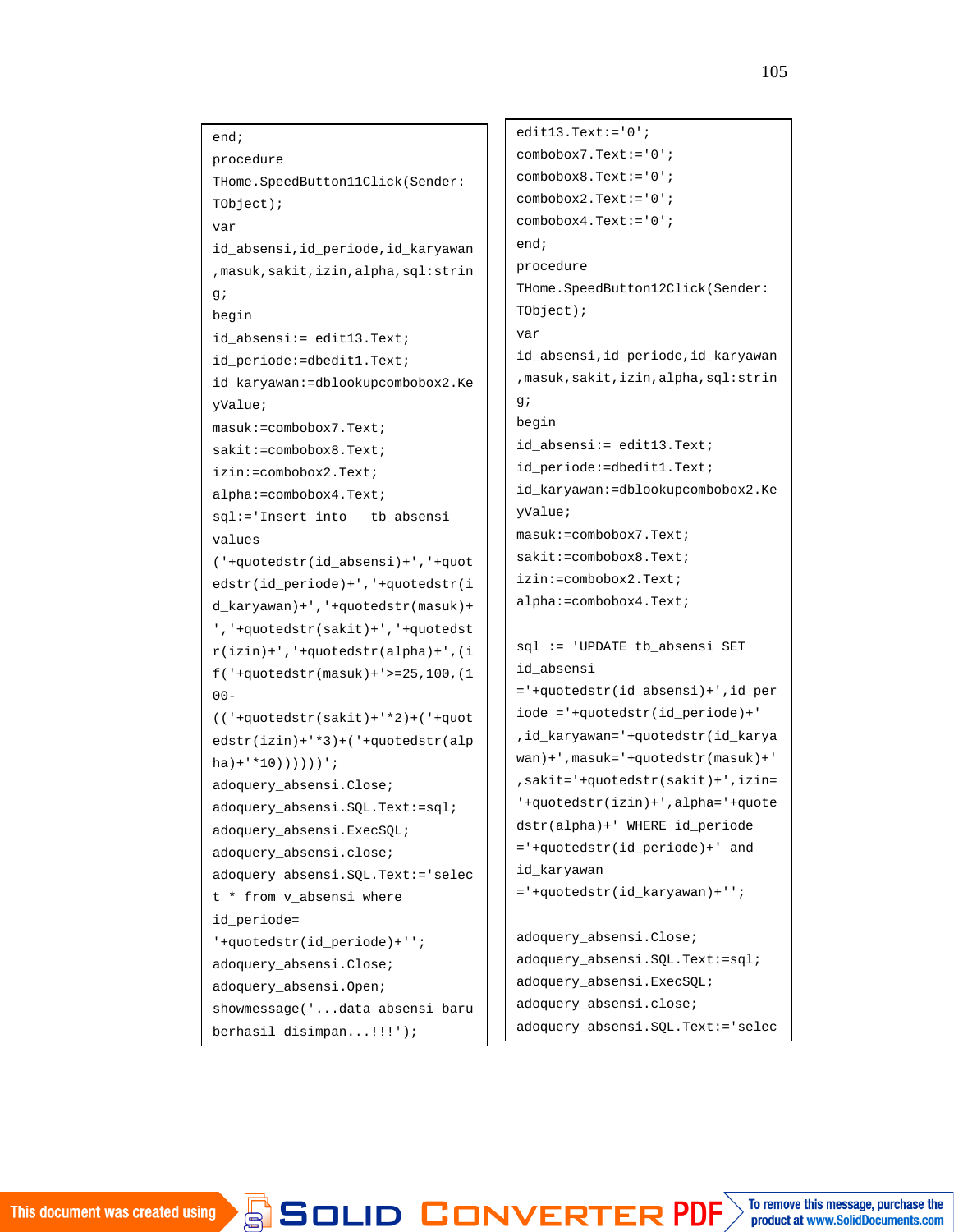```
end;
procedure
THome.SpeedButton11Click(Sender:
TObject);
var
id_absensi,id_periode,id_karyawan
,masuk,sakit,izin,alpha,sql:strin
g;
begin
id_absensi:= edit13.Text;
id_periode:=dbedit1.Text;
id_karyawan:=dblookupcombobox2.Ke
yValue;
masuk:=combobox7.Text;
sakit:=combobox8.Text;
izin:=combobox2.Text;
alpha:=combobox4.Text;
sql:='Insert into   tb_absensi
values
('+quotedstr(id_absensi)+','+quot
edstr(id_periode)+','+quotedstr(i
d_karyawan)+','+quotedstr(masuk)+
','+quotedstr(sakit)+','+quotedst
r(izin)+','+quotedstr(alpha)+',(i
f('+quotedstr(masuk)+'>=25,100,(1
00-
(('+quotedstr(sakit)+'*2)+('+quot
edstr(izin)+'*3)+('+quotedstr(alp
ha)+'*10))))))';
adoquery_absensi.Close;
adoquery_absensi.SQL.Text:=sql;
adoquery_absensi.ExecSQL;
adoquery_absensi.close;
adoquery_absensi.SQL.Text:='selec
t * from v_absensi where
id_periode=
'+quotedstr(id_periode)+'';
adoquery_absensi.Close;
adoquery_absensi.Open;
showmessage('...data absensi baru
berhasil disimpan...!!!');
```

```
edit13.Text:='0';
combobox7.Text:='0';
combobox8.Text:='0';
combobox2.Text:='0';
combobox4.Text:='0';
end;
procedure
THome.SpeedButton12Click(Sender:
TObject);
var
id_absensi,id_periode,id_karyawan
,masuk,sakit,izin,alpha,sql:strin
g;
begin
id_absensi:= edit13.Text;
id_periode:=dbedit1.Text;
id_karyawan:=dblookupcombobox2.Ke
yValue;
masuk:=combobox7.Text;
sakit:=combobox8.Text;
izin:=combobox2.Text;
alpha:=combobox4.Text;

sql := 'UPDATE tb_absensi SET
id_absensi
='+quotedstr(id_absensi)+',id_per
iode ='+quotedstr(id_periode)+'
,id_karyawan='+quotedstr(id_karya
wan)+',masuk='+quotedstr(masuk)+'
,sakit='+quotedstr(sakit)+',izin=
'+quotedstr(izin)+',alpha='+quote
dstr(alpha)+' WHERE id_periode
='+quotedstr(id_periode)+' and
id_karyawan
='+quotedstr(id_karyawan)+'';

adoquery_absensi.Close;
adoquery_absensi.SQL.Text:=sql;
adoquery_absensi.ExecSQL;
adoquery_absensi.close;
adoquery_absensi.SQL.Text:='selec
```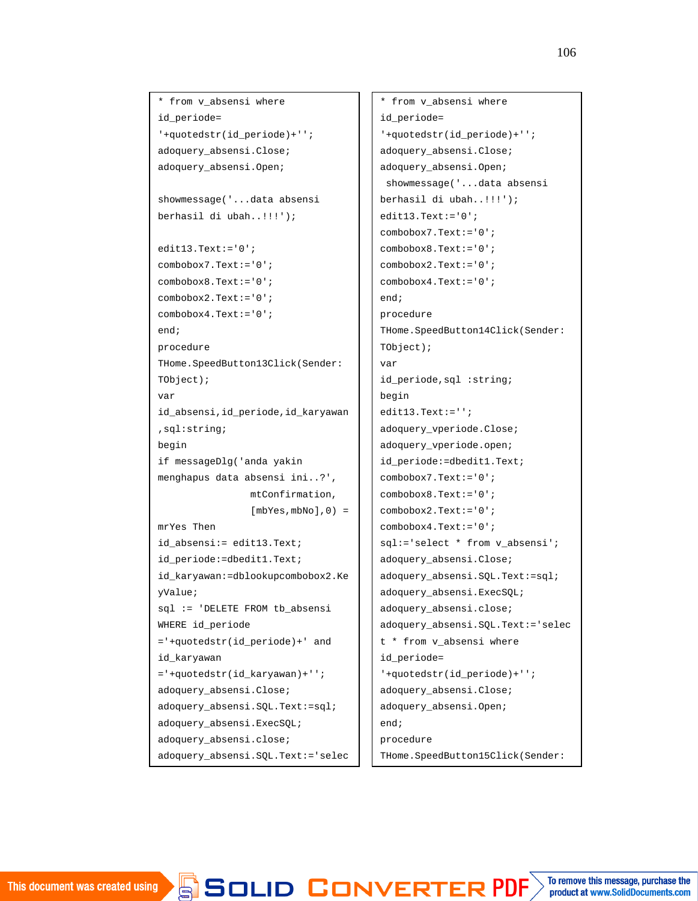```
* from v_absensi where
id_periode=
'+quotedstr(id_periode)+'';
adoquery_absensi.Close;
adoquery_absensi.Open;

showmessage('...data absensi
berhasil di ubah..!!!');

edit13.Text:='0';
combobox7.Text:='0';
combobox8.Text:='0';
combobox2.Text:='0';
combobox4.Text:='0';
end;
procedure
THome.SpeedButton13Click(Sender:
TObject);
var
id_absensi,id_periode,id_karyawan
,sql:string;
begin
if messageDlg('anda yakin
menghapus data absensi ini..?',
                mtConfirmation,
                [mbYes,mbNo],0) =
mrYes Then
id_absensi:= edit13.Text;
id_periode:=dbedit1.Text;
id_karyawan:=dblookupcombobox2.Ke
yValue;
sql := 'DELETE FROM tb_absensi
WHERE id_periode
='+quotedstr(id_periode)+' and
id_karyawan
='+quotedstr(id_karyawan)+'';
adoquery_absensi.Close;
adoquery_absensi.SQL.Text:=sql;
adoquery_absensi.ExecSQL;
adoquery_absensi.close;
adoquery_absensi.SQL.Text:='selec
```

```
* from v_absensi where
id_periode=
'+quotedstr(id_periode)+'';
adoquery_absensi.Close;
adoquery_absensi.Open;
 showmessage('...data absensi
berhasil di ubah..!!!');
edit13.Text:='0';
combobox7.Text:='0';
combobox8.Text:='0';
combobox2.Text:='0';
combobox4.Text:='0';
end;
procedure
THome.SpeedButton14Click(Sender:
TObject);
var
id_periode,sql :string;
begin
edit13.Text:='';
adoquery_vperiode.Close;
adoquery_vperiode.open;
id_periode:=dbedit1.Text;
combobox7.Text:='0';
combobox8.Text:='0';
combobox2.Text:='0';
combobox4.Text:='0';
sql:='select * from v_absensi';
adoquery_absensi.Close;
adoquery_absensi.SQL.Text:=sql;
adoquery_absensi.ExecSQL;
adoquery_absensi.close;
adoquery_absensi.SQL.Text:='selec
t * from v_absensi where
id_periode=
'+quotedstr(id_periode)+'';
adoquery_absensi.Close;
adoquery_absensi.Open;
end;
procedure
THome.SpeedButton15Click(Sender:
```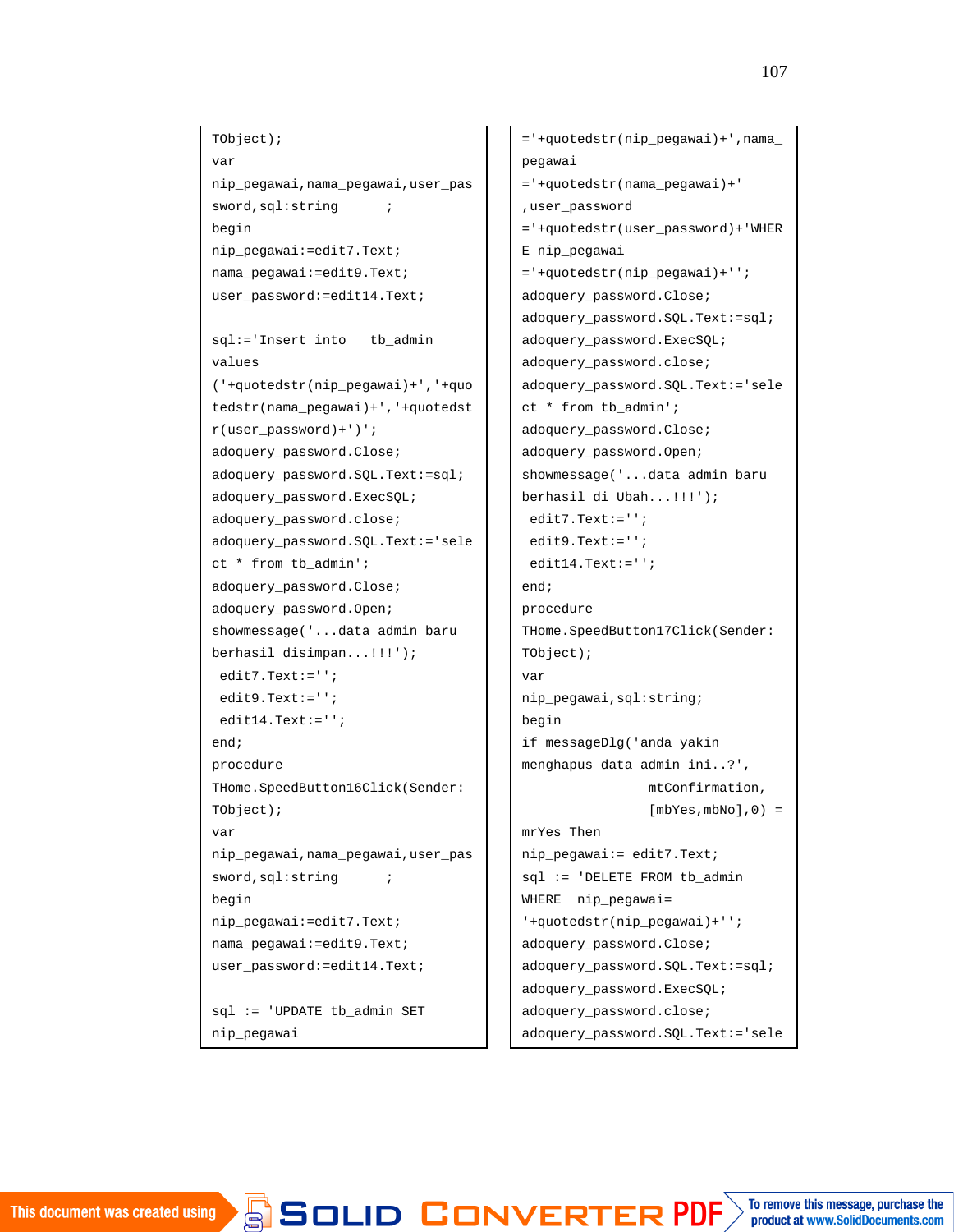```
TObject);
var
nip_pegawai,nama_pegawai,user_pas
sword,sql:string      ;
begin
nip_pegawai:=edit7.Text;
nama_pegawai:=edit9.Text;
user_password:=edit14.Text;

sql:='Insert into   tb_admin
values
('+quotedstr(nip_pegawai)+','+quo
tedstr(nama_pegawai)+','+quotedst
r(user_password)+')';
adoquery_password.Close;
adoquery_password.SQL.Text:=sql;
adoquery_password.ExecSQL;
adoquery_password.close;
adoquery_password.SQL.Text:='sele
ct * from tb_admin';
adoquery_password.Close;
adoquery_password.Open;
showmessage('...data admin baru
berhasil disimpan...!!!');
 edit7.Text:='';
 edit9.Text:='';
 edit14.Text:='';
end;
procedure
THome.SpeedButton16Click(Sender:
TObject);
var
nip_pegawai,nama_pegawai,user_pas
sword,sql:string      ;
begin
nip_pegawai:=edit7.Text;
nama_pegawai:=edit9.Text;
user_password:=edit14.Text;

sql := 'UPDATE tb_admin SET
nip_pegawai
='+quotedstr(nip_pegawai)+',nama_
pegawai
='+quotedstr(nama_pegawai)+'
,user_password
='+quotedstr(user_password)+'WHER
E nip_pegawai
='+quotedstr(nip_pegawai)+'';
adoquery_password.Close;
adoquery_password.SQL.Text:=sql;
adoquery_password.ExecSQL;
adoquery_password.close;
adoquery_password.SQL.Text:='sele
ct * from tb_admin';
adoquery_password.Close;
adoquery_password.Open;
showmessage('...data admin baru
berhasil di Ubah...!!!');
 edit7.Text:='';
 edit9.Text:='';
 edit14.Text:='';
end;
procedure
THome.SpeedButton17Click(Sender:
TObject);
var
nip_pegawai,sql:string;
begin
if messageDlg('anda yakin
menghapus data admin ini..?',
                mtConfirmation,
                [mbYes,mbNo],0) =
mrYes Then
nip_pegawai:= edit7.Text;
sql := 'DELETE FROM tb_admin
WHERE  nip_pegawai=
'+quotedstr(nip_pegawai)+'';
adoquery_password.Close;
adoquery_password.SQL.Text:=sql;
adoquery_password.ExecSQL;
adoquery_password.close;
adoquery_password.SQL.Text:='sele
```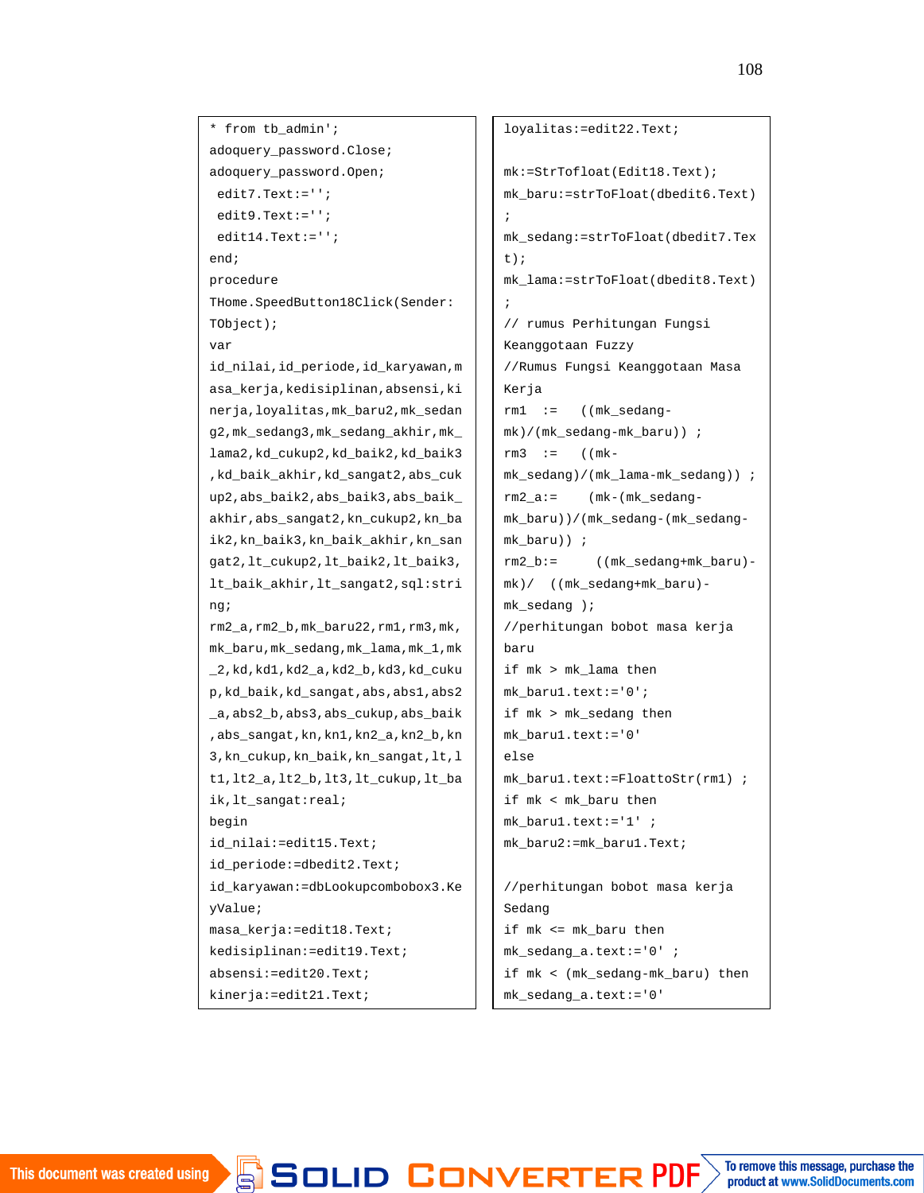```
* from tb_admin';
adoquery_password.Close;
adoquery_password.Open;
 edit7.Text:='';
 edit9.Text:='';
 edit14.Text:='';
end;
procedure
THome.SpeedButton18Click(Sender:
TObject);
var
id_nilai,id_periode,id_karyawan,m
asa_kerja,kedisiplinan,absensi,ki
nerja,loyalitas,mk_baru2,mk_sedan
g2,mk_sedang3,mk_sedang_akhir,mk_
lama2,kd_cukup2,kd_baik2,kd_baik3
,kd_baik_akhir,kd_sangat2,abs_cuk
up2,abs_baik2,abs_baik3,abs_baik_
akhir,abs_sangat2,kn_cukup2,kn_ba
ik2,kn_baik3,kn_baik_akhir,kn_san
gat2,lt_cukup2,lt_baik2,lt_baik3,
lt_baik_akhir,lt_sangat2,sql:stri
ng;
rm2_a,rm2_b,mk_baru22,rm1,rm3,mk,
mk_baru,mk_sedang,mk_lama,mk_1,mk
_2,kd,kd1,kd2_a,kd2_b,kd3,kd_cuku
p,kd_baik,kd_sangat,abs,abs1,abs2
_a,abs2_b,abs3,abs_cukup,abs_baik
,abs_sangat,kn,kn1,kn2_a,kn2_b,kn
3,kn_cukup,kn_baik,kn_sangat,lt,l
t1,lt2_a,lt2_b,lt3,lt_cukup,lt_ba
ik,lt_sangat:real;
begin
id_nilai:=edit15.Text;
id_periode:=dbedit2.Text;
id_karyawan:=dbLookupcombobox3.Ke
yValue;
masa_kerja:=edit18.Text;
kedisiplinan:=edit19.Text;
absensi:=edit20.Text;
kinerja:=edit21.Text;
```

```
loyalitas:=edit22.Text;

mk:=StrTofloat(Edit18.Text);
mk_baru:=strToFloat(dbedit6.Text)
;
mk_sedang:=strToFloat(dbedit7.Tex
t);
mk_lama:=strToFloat(dbedit8.Text)
;
// rumus Perhitungan Fungsi
Keanggotaan Fuzzy
//Rumus Fungsi Keanggotaan Masa
Kerja
rm1  :=   ((mk_sedang-
mk)/(mk_sedang-mk_baru)) ;
rm3  :=   ((mk-
mk_sedang)/(mk_lama-mk_sedang)) ;
rm2_a:=    (mk-(mk_sedang-
mk_baru))/(mk_sedang-(mk_sedang-
mk_baru)) ;
rm2_b:=     ((mk_sedang+mk_baru)-
mk)/  ((mk_sedang+mk_baru)-
mk_sedang );
//perhitungan bobot masa kerja
baru
if mk > mk_lama then
mk_baru1.text:='0';
if mk > mk_sedang then
mk_baru1.text:='0'
else
mk_baru1.text:=FloattoStr(rm1) ;
if mk < mk_baru then
mk_baru1.text:='1' ;
mk_baru2:=mk_baru1.Text;

//perhitungan bobot masa kerja
Sedang
if mk <= mk_baru then
mk_sedang_a.text:='0' ;
if mk < (mk_sedang-mk_baru) then
mk_sedang_a.text:='0'
```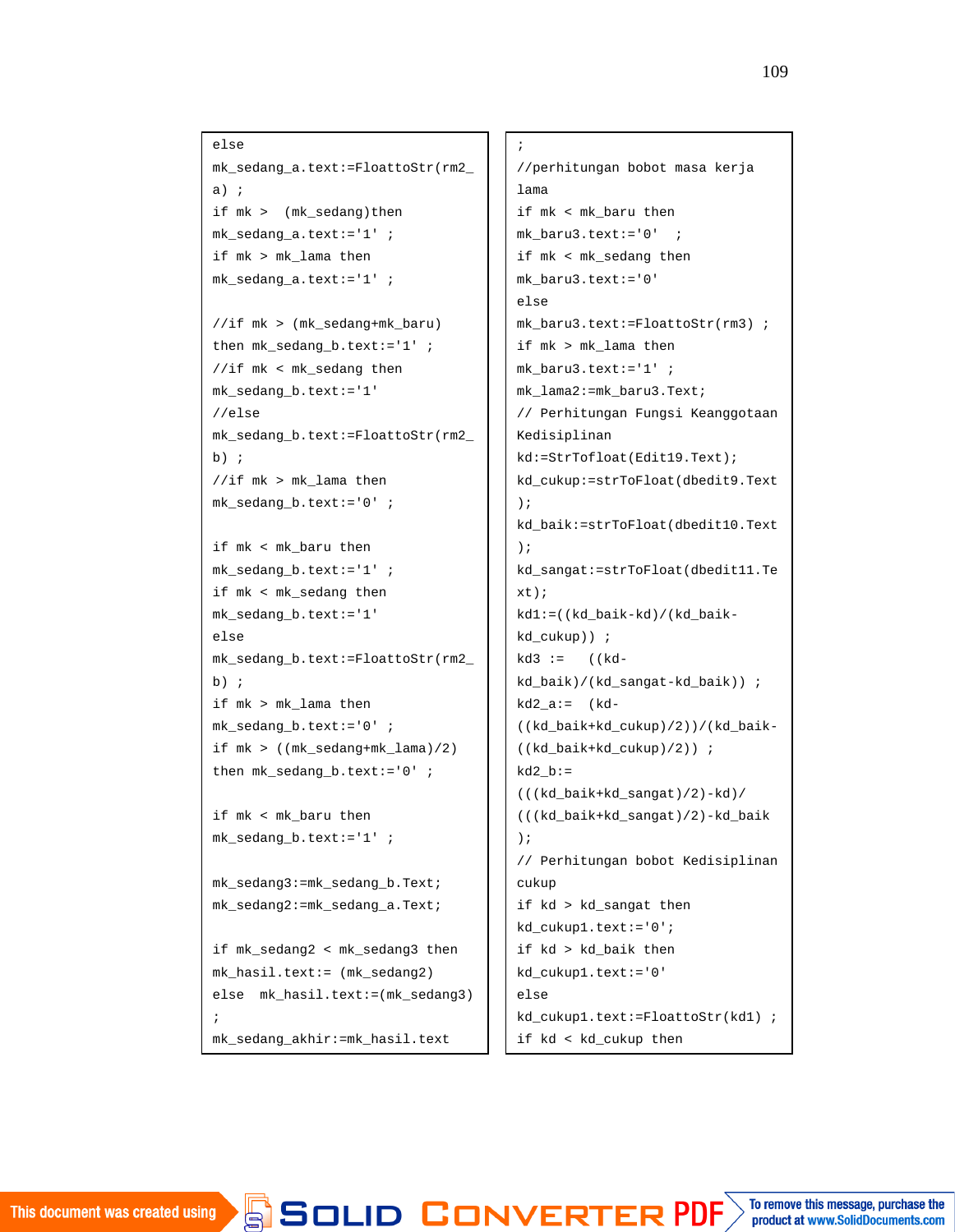```
else
mk_sedang_a.text:=FloattoStr(rm2_
a) ;
if mk >  (mk_sedang)then
mk_sedang_a.text:='1' ;
if mk > mk_lama then
mk_sedang_a.text:='1' ;

//if mk > (mk_sedang+mk_baru)
then mk_sedang_b.text:='1' ;
//if mk < mk_sedang then
mk_sedang_b.text:='1'
//else
mk_sedang_b.text:=FloattoStr(rm2_
b) ;
//if mk > mk_lama then
mk_sedang_b.text:='0' ;

if mk < mk_baru then
mk_sedang_b.text:='1' ;
if mk < mk_sedang then
mk_sedang_b.text:='1'
else
mk_sedang_b.text:=FloattoStr(rm2_
b) ;
if mk > mk_lama then
mk_sedang_b.text:='0' ;
if mk > ((mk_sedang+mk_lama)/2)
then mk_sedang_b.text:='0' ;

if mk < mk_baru then
mk_sedang_b.text:='1' ;

mk_sedang3:=mk_sedang_b.Text;
mk_sedang2:=mk_sedang_a.Text;

if mk_sedang2 < mk_sedang3 then
mk_hasil.text:= (mk_sedang2)
else  mk_hasil.text:=(mk_sedang3)
;
mk_sedang_akhir:=mk_hasil.text
```

```
;
//perhitungan bobot masa kerja
lama
if mk < mk_baru then
mk_baru3.text:='0'  ;
if mk < mk_sedang then
mk_baru3.text:='0'
else
mk_baru3.text:=FloattoStr(rm3) ;
if mk > mk_lama then
mk_baru3.text:='1' ;
mk_lama2:=mk_baru3.Text;
// Perhitungan Fungsi Keanggotaan
Kedisiplinan
kd:=StrTofloat(Edit19.Text);
kd_cukup:=strToFloat(dbedit9.Text
);
kd_baik:=strToFloat(dbedit10.Text
);
kd_sangat:=strToFloat(dbedit11.Te
xt);
kd1:=((kd_baik-kd)/(kd_baik-
kd_cukup)) ;
kd3 :=   ((kd-
kd_baik)/(kd_sangat-kd_baik)) ;
kd2_a:=  (kd-
((kd_baik+kd_cukup)/2))/(kd_baik-
((kd_baik+kd_cukup)/2)) ;
kd2_b:=
(((kd_baik+kd_sangat)/2)-kd)/
(((kd_baik+kd_sangat)/2)-kd_baik
);
// Perhitungan bobot Kedisiplinan
cukup
if kd > kd_sangat then
kd_cukup1.text:='0';
if kd > kd_baik then
kd_cukup1.text:='0'
else
kd_cukup1.text:=FloattoStr(kd1) ;
if kd < kd_cukup then
```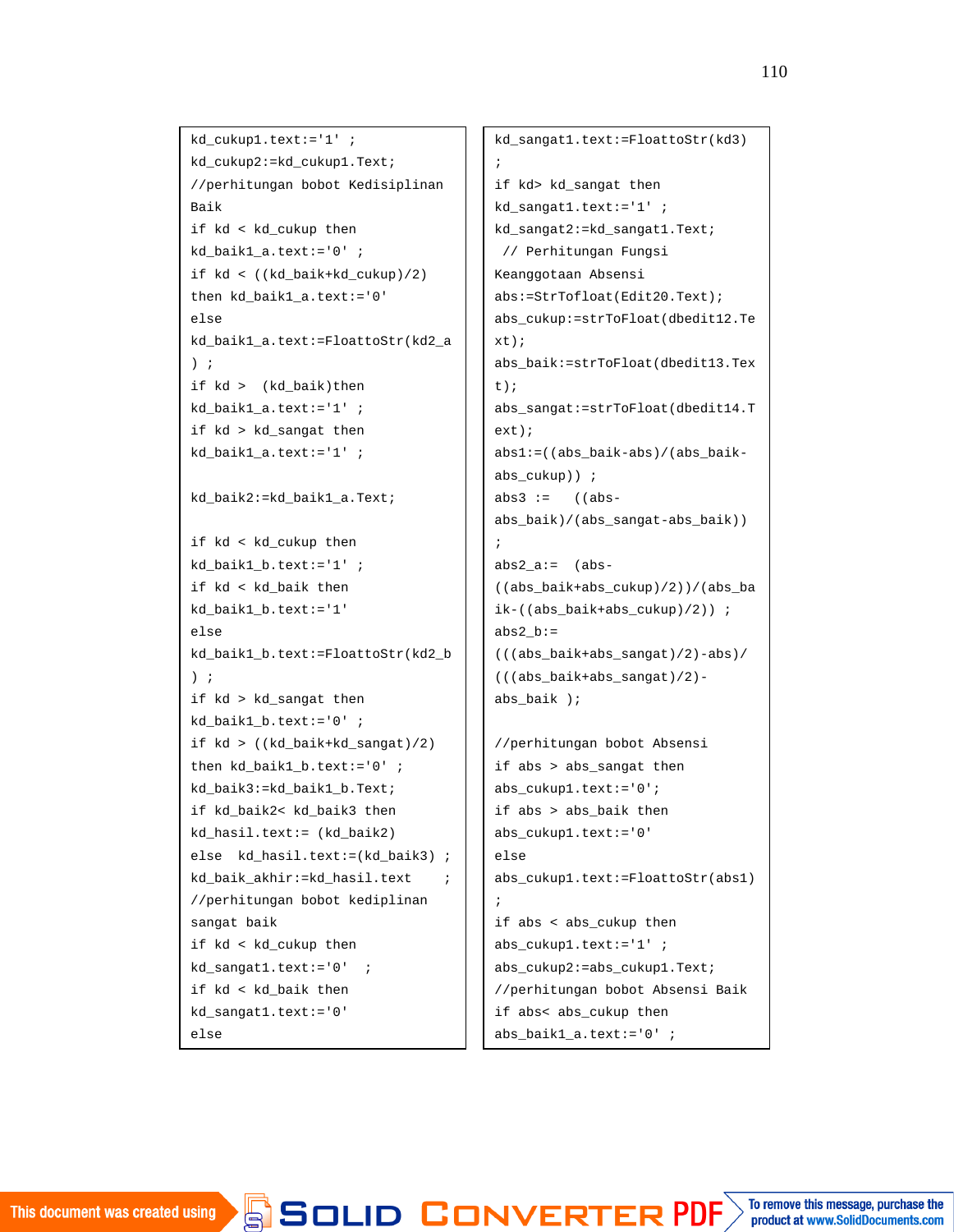```
kd_cukup1.text:='1' ;
kd_cukup2:=kd_cukup1.Text;
//perhitungan bobot Kedisiplinan
Baik
if kd < kd_cukup then
kd_baik1_a.text:='0' ;
if kd < ((kd_baik+kd_cukup)/2)
then kd_baik1_a.text:='0'
else
kd_baik1_a.text:=FloattoStr(kd2_a
) ;
if kd >  (kd_baik)then
kd_baik1_a.text:='1' ;
if kd > kd_sangat then
kd_baik1_a.text:='1' ;

kd_baik2:=kd_baik1_a.Text;

if kd < kd_cukup then
kd_baik1_b.text:='1' ;
if kd < kd_baik then
kd_baik1_b.text:='1'
else
kd_baik1_b.text:=FloattoStr(kd2_b
) ;
if kd > kd_sangat then
kd_baik1_b.text:='0' ;
if kd > ((kd_baik+kd_sangat)/2)
then kd_baik1_b.text:='0' ;
kd_baik3:=kd_baik1_b.Text;
if kd_baik2< kd_baik3 then
kd_hasil.text:= (kd_baik2)
else  kd_hasil.text:=(kd_baik3) ;
kd_baik_akhir:=kd_hasil.text    ;
//perhitungan bobot kediplinan
sangat baik
if kd < kd_cukup then
kd_sangat1.text:='0'  ;
if kd < kd_baik then
kd_sangat1.text:='0'
else
```

```
kd_sangat1.text:=FloattoStr(kd3)
;
if kd> kd_sangat then
kd_sangat1.text:='1' ;
kd_sangat2:=kd_sangat1.Text;
 // Perhitungan Fungsi
Keanggotaan Absensi
abs:=StrTofloat(Edit20.Text);
abs_cukup:=strToFloat(dbedit12.Te
xt);
abs_baik:=strToFloat(dbedit13.Tex
t);
abs_sangat:=strToFloat(dbedit14.T
ext);
abs1:=((abs_baik-abs)/(abs_baik-
abs_cukup)) ;
abs3 :=   ((abs-
abs_baik)/(abs_sangat-abs_baik))
;
abs2_a:=  (abs-
((abs_baik+abs_cukup)/2))/(abs_ba
ik-((abs_baik+abs_cukup)/2)) ;
abs2_b:=
(((abs_baik+abs_sangat)/2)-abs)/
(((abs_baik+abs_sangat)/2)-
abs_baik );

//perhitungan bobot Absensi
if abs > abs_sangat then
abs_cukup1.text:='0';
if abs > abs_baik then
abs_cukup1.text:='0'
else
abs_cukup1.text:=FloattoStr(abs1)
;
if abs < abs_cukup then
abs_cukup1.text:='1' ;
abs_cukup2:=abs_cukup1.Text;
//perhitungan bobot Absensi Baik
if abs< abs_cukup then
abs_baik1_a.text:='0' ;
```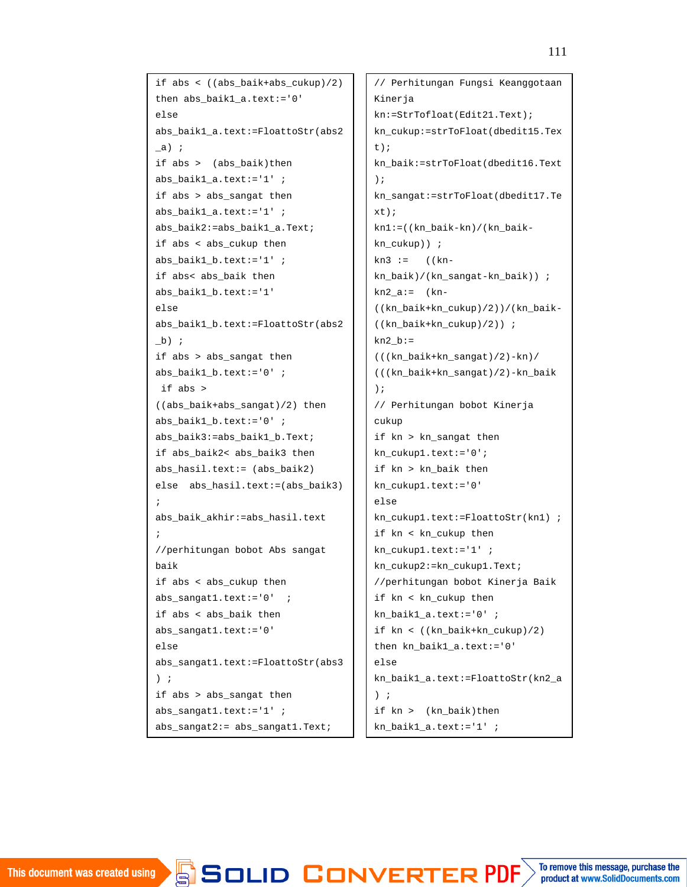```
if abs < ((abs_baik+abs_cukup)/2)
then abs_baik1_a.text:='0'
else
abs_baik1_a.text:=FloattoStr(abs2
_a) ;
if abs >  (abs_baik)then
abs_baik1_a.text:='1' ;
if abs > abs_sangat then
abs_baik1_a.text:='1' ;
abs_baik2:=abs_baik1_a.Text;
if abs < abs_cukup then
abs_baik1_b.text:='1' ;
if abs< abs_baik then
abs_baik1_b.text:='1'
else
abs_baik1_b.text:=FloattoStr(abs2
_b) ;
if abs > abs_sangat then
abs_baik1_b.text:='0' ;
 if abs >
((abs_baik+abs_sangat)/2) then
abs_baik1_b.text:='0' ;
abs_baik3:=abs_baik1_b.Text;
if abs_baik2< abs_baik3 then
abs_hasil.text:= (abs_baik2)
else  abs_hasil.text:=(abs_baik3)
;
abs_baik_akhir:=abs_hasil.text
;
//perhitungan bobot Abs sangat
baik
if abs < abs_cukup then
abs_sangat1.text:='0'  ;
if abs < abs_baik then
abs_sangat1.text:='0'
else
abs_sangat1.text:=FloattoStr(abs3
) ;
if abs > abs_sangat then
abs_sangat1.text:='1' ;
abs_sangat2:= abs_sangat1.Text;
```

```
// Perhitungan Fungsi Keanggotaan
Kinerja
kn:=StrTofloat(Edit21.Text);
kn_cukup:=strToFloat(dbedit15.Tex
t);
kn_baik:=strToFloat(dbedit16.Text
);
kn_sangat:=strToFloat(dbedit17.Te
xt);
kn1:=((kn_baik-kn)/(kn_baik-
kn_cukup)) ;
kn3 :=   ((kn-
kn_baik)/(kn_sangat-kn_baik)) ;
kn2_a:=  (kn-
((kn_baik+kn_cukup)/2))/(kn_baik-
((kn_baik+kn_cukup)/2)) ;
kn2_b:=
(((kn_baik+kn_sangat)/2)-kn)/
(((kn_baik+kn_sangat)/2)-kn_baik
);
// Perhitungan bobot Kinerja
cukup
if kn > kn_sangat then
kn_cukup1.text:='0';
if kn > kn_baik then
kn_cukup1.text:='0'
else
kn_cukup1.text:=FloattoStr(kn1) ;
if kn < kn_cukup then
kn_cukup1.text:='1' ;
kn_cukup2:=kn_cukup1.Text;
//perhitungan bobot Kinerja Baik
if kn < kn_cukup then
kn_baik1_a.text:='0' ;
if kn < ((kn_baik+kn_cukup)/2)
then kn_baik1_a.text:='0'
else
kn_baik1_a.text:=FloattoStr(kn2_a
) ;
if kn >  (kn_baik)then
kn_baik1_a.text:='1' ;
```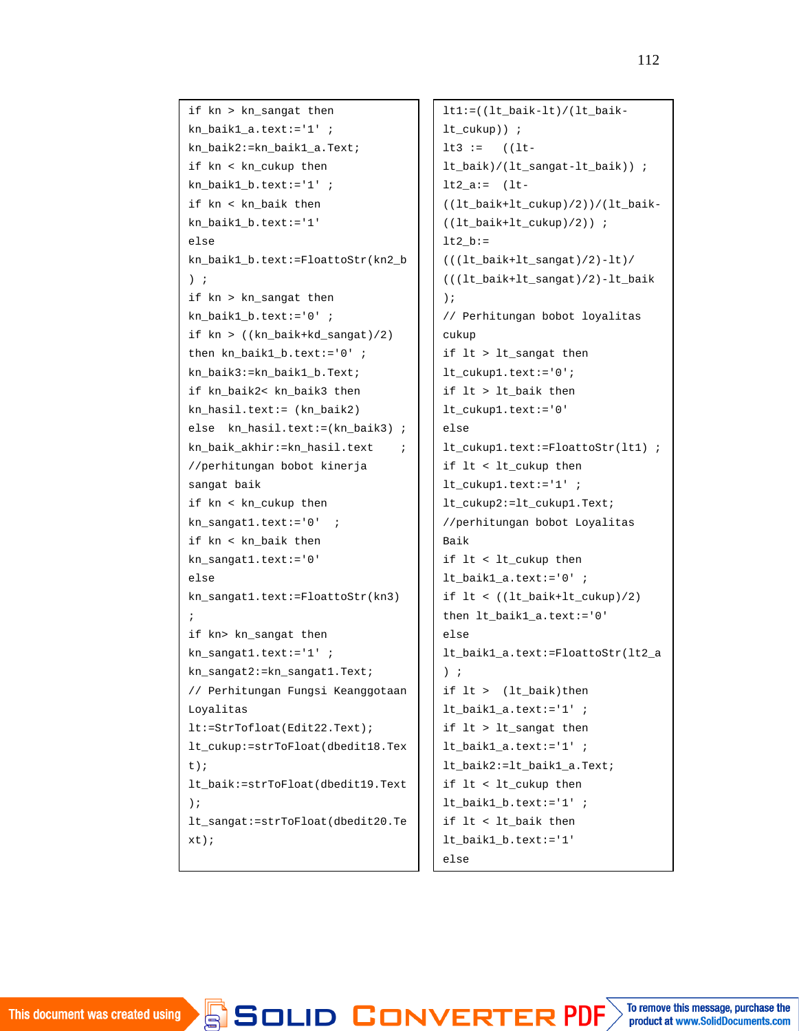```
if kn > kn_sangat then
kn_baik1_a.text:='1' ;
kn_baik2:=kn_baik1_a.Text;
if kn < kn_cukup then
kn_baik1_b.text:='1' ;
if kn < kn_baik then
kn_baik1_b.text:='1'
else
kn_baik1_b.text:=FloattoStr(kn2_b
) ;
if kn > kn_sangat then
kn_baik1_b.text:='0' ;
if kn > ((kn_baik+kd_sangat)/2)
then kn_baik1_b.text:='0' ;
kn_baik3:=kn_baik1_b.Text;
if kn_baik2< kn_baik3 then
kn_hasil.text:= (kn_baik2)
else  kn_hasil.text:=(kn_baik3) ;
kn_baik_akhir:=kn_hasil.text    ;
//perhitungan bobot kinerja
sangat baik
if kn < kn_cukup then
kn_sangat1.text:='0'  ;
if kn < kn_baik then
kn_sangat1.text:='0'
else
kn_sangat1.text:=FloattoStr(kn3)
;
if kn> kn_sangat then
kn_sangat1.text:='1' ;
kn_sangat2:=kn_sangat1.Text;
// Perhitungan Fungsi Keanggotaan
Loyalitas
lt:=StrTofloat(Edit22.Text);
lt_cukup:=strToFloat(dbedit18.Tex
t);
lt_baik:=strToFloat(dbedit19.Text
);
lt_sangat:=strToFloat(dbedit20.Te
xt);
```

```
lt1:=((lt_baik-lt)/(lt_baik-
lt_cukup)) ;
lt3 :=   ((lt-
lt_baik)/(lt_sangat-lt_baik)) ;
lt2_a:=  (lt-
((lt_baik+lt_cukup)/2))/(lt_baik-
((lt_baik+lt_cukup)/2)) ;
lt2_b:=
(((lt_baik+lt_sangat)/2)-lt)/
(((lt_baik+lt_sangat)/2)-lt_baik
);
// Perhitungan bobot loyalitas
cukup
if lt > lt_sangat then
lt_cukup1.text:='0';
if lt > lt_baik then
lt_cukup1.text:='0'
else
lt_cukup1.text:=FloattoStr(lt1) ;
if lt < lt_cukup then
lt_cukup1.text:='1' ;
lt_cukup2:=lt_cukup1.Text;
//perhitungan bobot Loyalitas
Baik
if lt < lt_cukup then
lt_baik1_a.text:='0' ;
if lt < ((lt_baik+lt_cukup)/2)
then lt_baik1_a.text:='0'
else
lt_baik1_a.text:=FloattoStr(lt2_a
) ;
if lt >  (lt_baik)then
lt_baik1_a.text:='1' ;
if lt > lt_sangat then
lt_baik1_a.text:='1' ;
lt_baik2:=lt_baik1_a.Text;
if lt < lt_cukup then
lt_baik1_b.text:='1' ;
if lt < lt_baik then
lt_baik1_b.text:='1'
else
```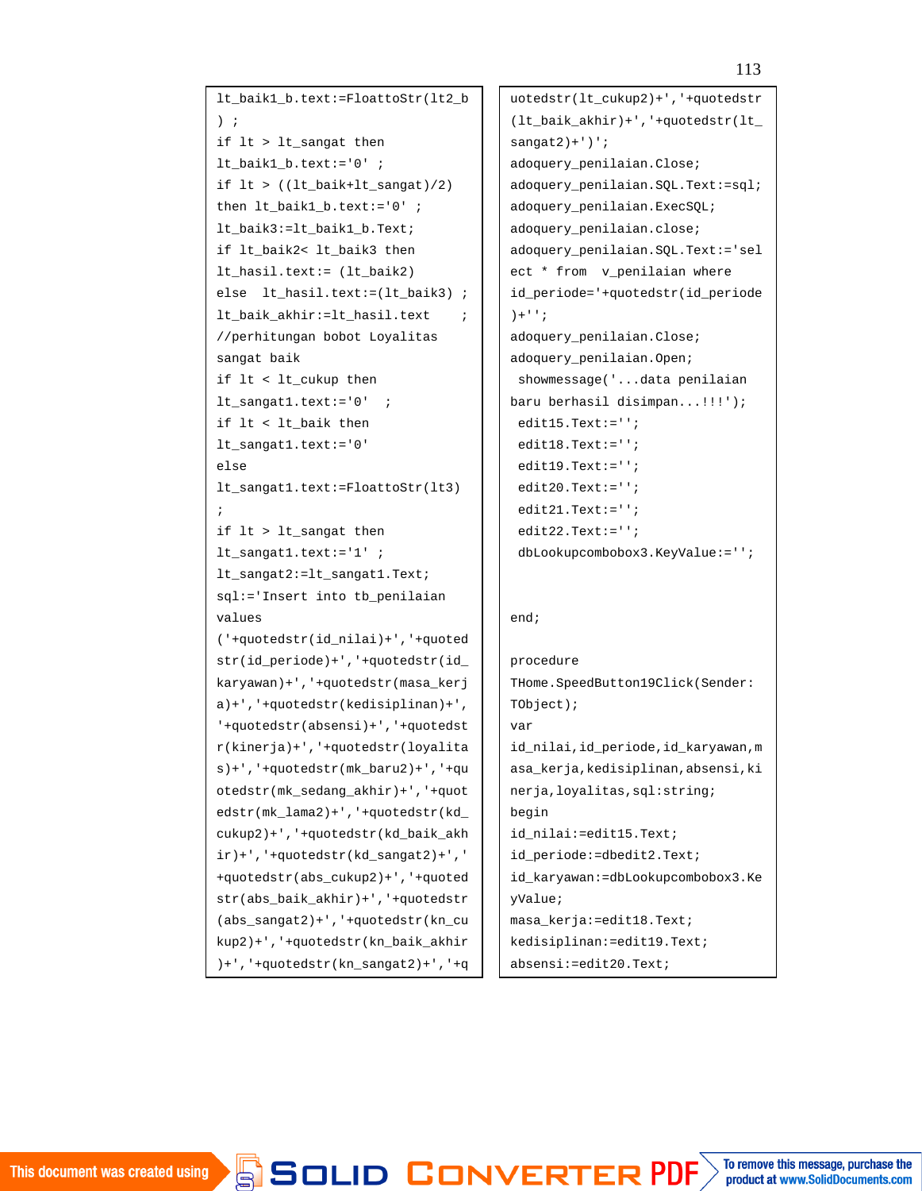```
lt_baik1_b.text:=FloattoStr(lt2_b
) ;
if lt > lt_sangat then
lt_baik1_b.text:='0' ;
if lt > ((lt_baik+lt_sangat)/2)
then lt_baik1_b.text:='0' ;
lt_baik3:=lt_baik1_b.Text;
if lt_baik2< lt_baik3 then
lt_hasil.text:= (lt_baik2)
else  lt_hasil.text:=(lt_baik3) ;
lt_baik_akhir:=lt_hasil.text    ;
//perhitungan bobot Loyalitas
sangat baik
if lt < lt_cukup then
lt_sangat1.text:='0'  ;
if lt < lt_baik then
lt_sangat1.text:='0'
else
lt_sangat1.text:=FloattoStr(lt3)
;
if lt > lt_sangat then
lt_sangat1.text:='1' ;
lt_sangat2:=lt_sangat1.Text;
sql:='Insert into tb_penilaian
values
('+quotedstr(id_nilai)+','+quoted
str(id_periode)+','+quotedstr(id_
karyawan)+','+quotedstr(masa_kerj
a)+','+quotedstr(kedisiplinan)+',
'+quotedstr(absensi)+','+quotedst
r(kinerja)+','+quotedstr(loyalita
s)+','+quotedstr(mk_baru2)+','+qu
otedstr(mk_sedang_akhir)+','+quot
edstr(mk_lama2)+','+quotedstr(kd_
cukup2)+','+quotedstr(kd_baik_akh
ir)+','+quotedstr(kd_sangat2)+','
+quotedstr(abs_cukup2)+','+quoted
str(abs_baik_akhir)+','+quotedstr
(abs_sangat2)+','+quotedstr(kn_cu
kup2)+','+quotedstr(kn_baik_akhir
)+','+quotedstr(kn_sangat2)+','+q
uotedstr(lt_cukup2)+','+quotedstr
(lt_baik_akhir)+','+quotedstr(lt_
sangat2)+')';
adoquery_penilaian.Close;
adoquery_penilaian.SQL.Text:=sql;
adoquery_penilaian.ExecSQL;
adoquery_penilaian.close;
adoquery_penilaian.SQL.Text:='sel
ect * from  v_penilaian where
id_periode='+quotedstr(id_periode
)+'';
adoquery_penilaian.Close;
adoquery_penilaian.Open;
 showmessage('...data penilaian
baru berhasil disimpan...!!!');
 edit15.Text:='';
 edit18.Text:='';
 edit19.Text:='';
 edit20.Text:='';
 edit21.Text:='';
 edit22.Text:='';
 dbLookupcombobox3.KeyValue:='';


end;

procedure
THome.SpeedButton19Click(Sender:
TObject);
var
id_nilai,id_periode,id_karyawan,m
asa_kerja,kedisiplinan,absensi,ki
nerja,loyalitas,sql:string;
begin
id_nilai:=edit15.Text;
id_periode:=dbedit2.Text;
id_karyawan:=dbLookupcombobox3.Ke
yValue;
masa_kerja:=edit18.Text;
kedisiplinan:=edit19.Text;
absensi:=edit20.Text;
```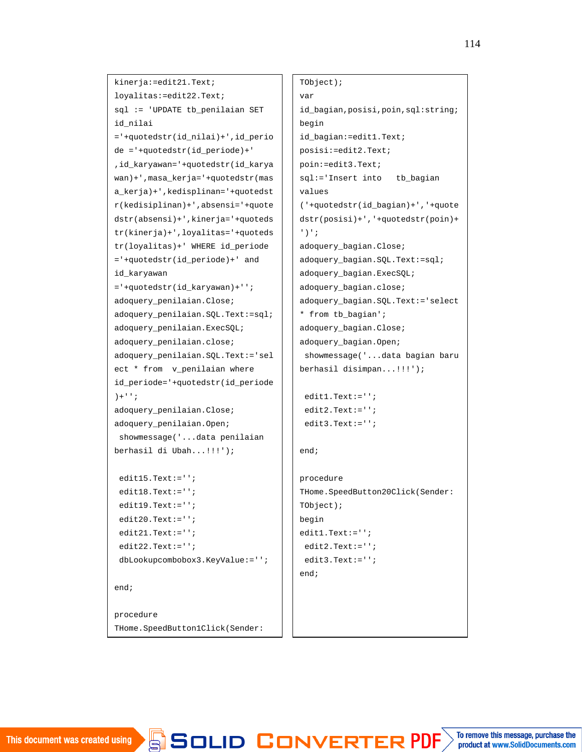```
kinerja:=edit21.Text;
loyalitas:=edit22.Text;
sql := 'UPDATE tb_penilaian SET
id_nilai
='+quotedstr(id_nilai)+',id_perio
de ='+quotedstr(id_periode)+'
,id_karyawan='+quotedstr(id_karya
wan)+',masa_kerja='+quotedstr(mas
a_kerja)+',kedisplinan='+quotedst
r(kedisiplinan)+',absensi='+quote
dstr(absensi)+',kinerja='+quoteds
tr(kinerja)+',loyalitas='+quoteds
tr(loyalitas)+' WHERE id_periode
='+quotedstr(id_periode)+' and
id_karyawan
='+quotedstr(id_karyawan)+'';
adoquery_penilaian.Close;
adoquery_penilaian.SQL.Text:=sql;
adoquery_penilaian.ExecSQL;
adoquery_penilaian.close;
adoquery_penilaian.SQL.Text:='sel
ect * from  v_penilaian where
id_periode='+quotedstr(id_periode
)+'';
adoquery_penilaian.Close;
adoquery_penilaian.Open;
 showmessage('...data penilaian
berhasil di Ubah...!!!');

 edit15.Text:='';
 edit18.Text:='';
 edit19.Text:='';
 edit20.Text:='';
 edit21.Text:='';
 edit22.Text:='';
 dbLookupcombobox3.KeyValue:='';

end;

procedure
THome.SpeedButton1Click(Sender:
TObject);
var
id_bagian,posisi,poin,sql:string;
begin
id_bagian:=edit1.Text;
posisi:=edit2.Text;
poin:=edit3.Text;
sql:='Insert into   tb_bagian
values
('+quotedstr(id_bagian)+','+quote
dstr(posisi)+','+quotedstr(poin)+
')';
adoquery_bagian.Close;
adoquery_bagian.SQL.Text:=sql;
adoquery_bagian.ExecSQL;
adoquery_bagian.close;
adoquery_bagian.SQL.Text:='select
* from tb_bagian';
adoquery_bagian.Close;
adoquery_bagian.Open;
 showmessage('...data bagian baru
berhasil disimpan...!!!');

 edit1.Text:='';
 edit2.Text:='';
 edit3.Text:='';

end;

procedure
THome.SpeedButton20Click(Sender:
TObject);
begin
edit1.Text:='';
 edit2.Text:='';
 edit3.Text:='';
end;
```